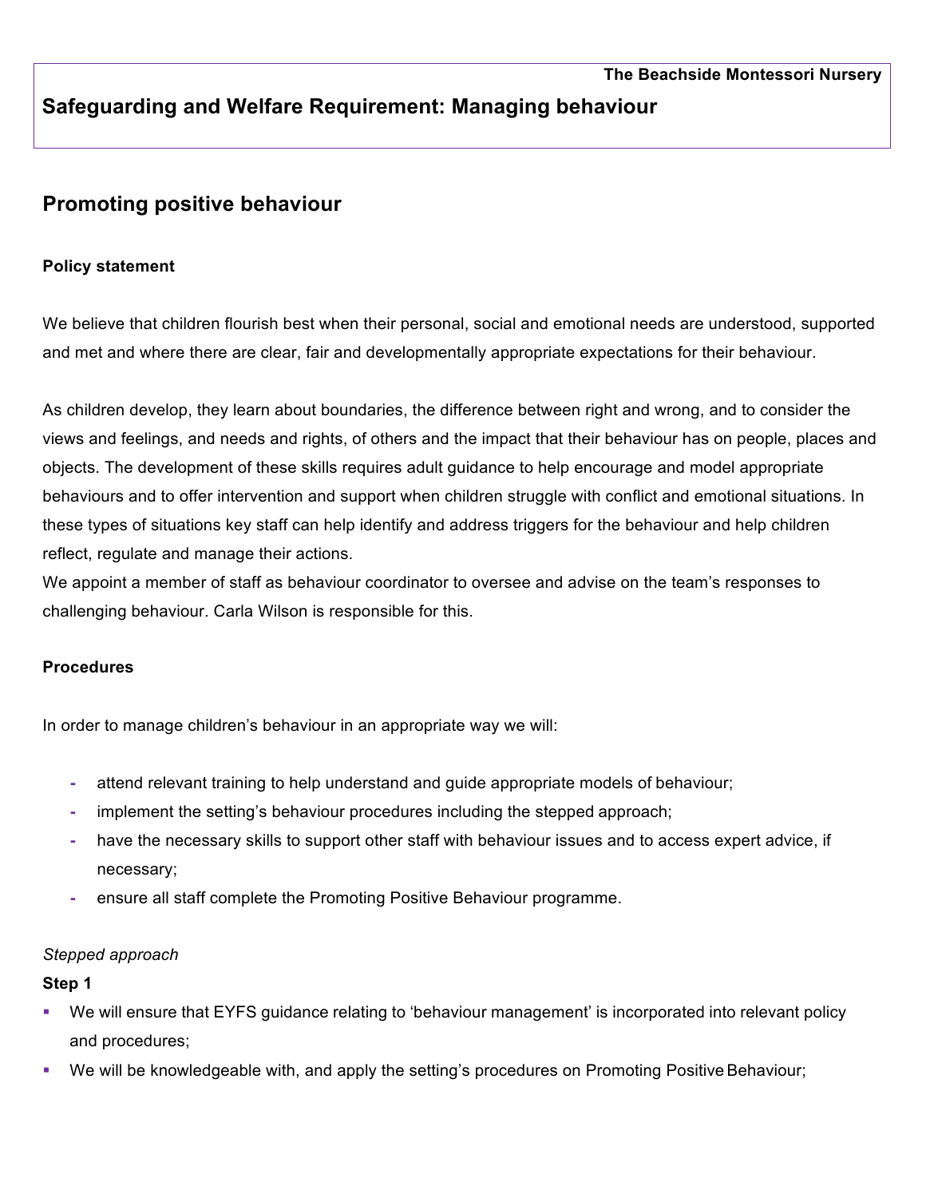**The Beachside Montessori Nursery**

# Safeguarding and Welfare Requirement: Managing behaviour

## Promoting positive behaviour

**Policy statement**

We believe that children flourish best when their personal, social and emotional needs are understood, supported and met and where there are clear, fair and developmentally appropriate expectations for their behaviour.

As children develop, they learn about boundaries, the difference between right and wrong, and to consider the views and feelings, and needs and rights, of others and the impact that their behaviour has on people, places and objects. The development of these skills requires adult guidance to help encourage and model appropriate behaviours and to offer intervention and support when children struggle with conflict and emotional situations. In these types of situations key staff can help identify and address triggers for the behaviour and help children reflect, regulate and manage their actions.
We appoint a member of staff as behaviour coordinator to oversee and advise on the team's responses to challenging behaviour. Carla Wilson is responsible for this.

**Procedures**

In order to manage children's behaviour in an appropriate way we will:

- attend relevant training to help understand and guide appropriate models of behaviour;
- implement the setting's behaviour procedures including the stepped approach;
- have the necessary skills to support other staff with behaviour issues and to access expert advice, if necessary;
- ensure all staff complete the Promoting Positive Behaviour programme.

*Stepped approach*

**Step 1**

- We will ensure that EYFS guidance relating to 'behaviour management' is incorporated into relevant policy and procedures;
- We will be knowledgeable with, and apply the setting's procedures on Promoting Positive Behaviour;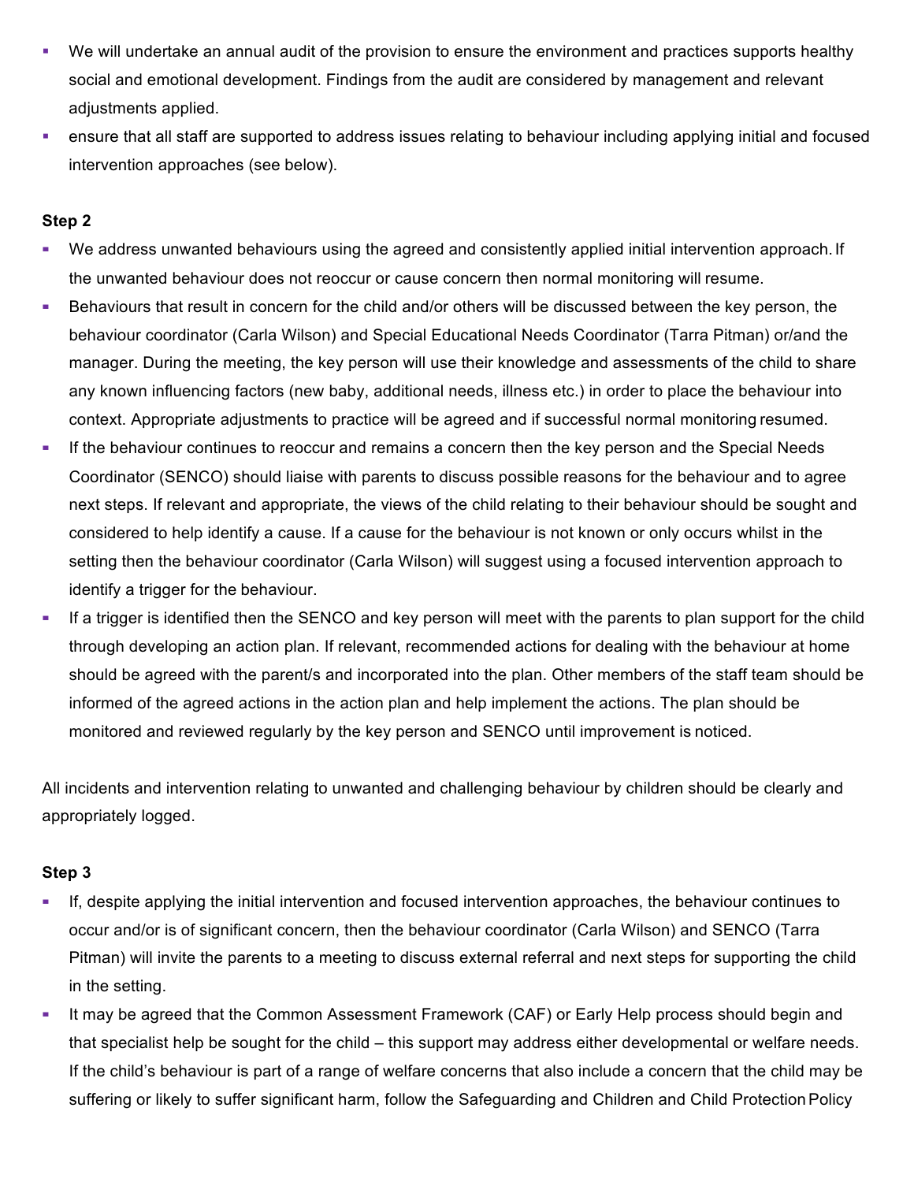- We will undertake an annual audit of the provision to ensure the environment and practices supports healthy social and emotional development. Findings from the audit are considered by management and relevant adjustments applied.
- ensure that all staff are supported to address issues relating to behaviour including applying initial and focused intervention approaches (see below).

**Step 2**

- We address unwanted behaviours using the agreed and consistently applied initial intervention approach. If the unwanted behaviour does not reoccur or cause concern then normal monitoring will resume.
- Behaviours that result in concern for the child and/or others will be discussed between the key person, the behaviour coordinator (Carla Wilson) and Special Educational Needs Coordinator (Tarra Pitman) or/and the manager. During the meeting, the key person will use their knowledge and assessments of the child to share any known influencing factors (new baby, additional needs, illness etc.) in order to place the behaviour into context. Appropriate adjustments to practice will be agreed and if successful normal monitoring resumed.
- If the behaviour continues to reoccur and remains a concern then the key person and the Special Needs Coordinator (SENCO) should liaise with parents to discuss possible reasons for the behaviour and to agree next steps. If relevant and appropriate, the views of the child relating to their behaviour should be sought and considered to help identify a cause. If a cause for the behaviour is not known or only occurs whilst in the setting then the behaviour coordinator (Carla Wilson) will suggest using a focused intervention approach to identify a trigger for the behaviour.
- If a trigger is identified then the SENCO and key person will meet with the parents to plan support for the child through developing an action plan. If relevant, recommended actions for dealing with the behaviour at home should be agreed with the parent/s and incorporated into the plan. Other members of the staff team should be informed of the agreed actions in the action plan and help implement the actions. The plan should be monitored and reviewed regularly by the key person and SENCO until improvement is noticed.

All incidents and intervention relating to unwanted and challenging behaviour by children should be clearly and appropriately logged.

**Step 3**

- If, despite applying the initial intervention and focused intervention approaches, the behaviour continues to occur and/or is of significant concern, then the behaviour coordinator (Carla Wilson) and SENCO (Tarra Pitman) will invite the parents to a meeting to discuss external referral and next steps for supporting the child in the setting.
- It may be agreed that the Common Assessment Framework (CAF) or Early Help process should begin and that specialist help be sought for the child – this support may address either developmental or welfare needs. If the child's behaviour is part of a range of welfare concerns that also include a concern that the child may be suffering or likely to suffer significant harm, follow the Safeguarding and Children and Child Protection Policy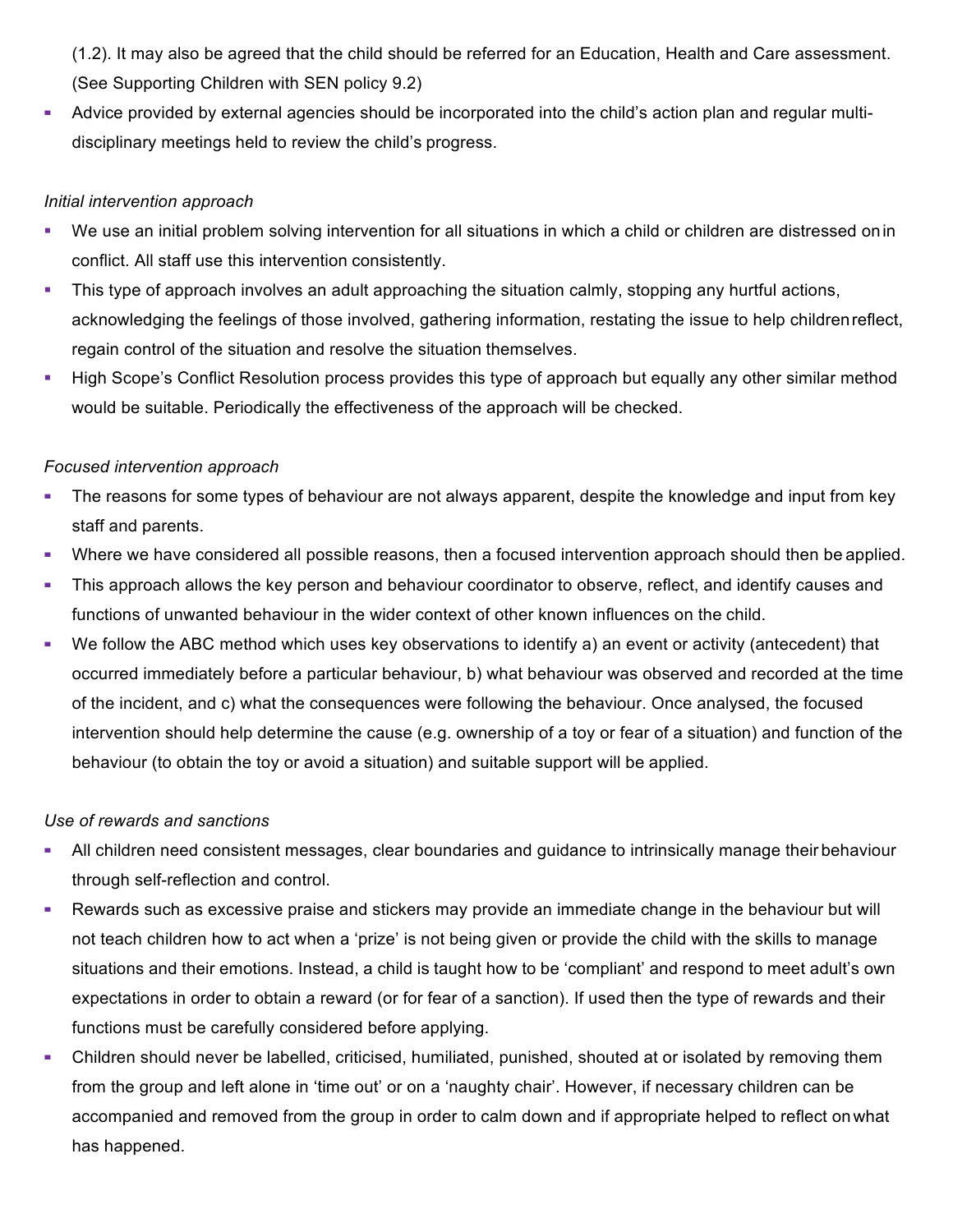(1.2). It may also be agreed that the child should be referred for an Education, Health and Care assessment. (See Supporting Children with SEN policy 9.2)

- Advice provided by external agencies should be incorporated into the child's action plan and regular multi-disciplinary meetings held to review the child's progress.

*Initial intervention approach*

- We use an initial problem solving intervention for all situations in which a child or children are distressed on in conflict. All staff use this intervention consistently.
- This type of approach involves an adult approaching the situation calmly, stopping any hurtful actions, acknowledging the feelings of those involved, gathering information, restating the issue to help children reflect, regain control of the situation and resolve the situation themselves.
- High Scope's Conflict Resolution process provides this type of approach but equally any other similar method would be suitable. Periodically the effectiveness of the approach will be checked.

*Focused intervention approach*

- The reasons for some types of behaviour are not always apparent, despite the knowledge and input from key staff and parents.
- Where we have considered all possible reasons, then a focused intervention approach should then be applied.
- This approach allows the key person and behaviour coordinator to observe, reflect, and identify causes and functions of unwanted behaviour in the wider context of other known influences on the child.
- We follow the ABC method which uses key observations to identify a) an event or activity (antecedent) that occurred immediately before a particular behaviour, b) what behaviour was observed and recorded at the time of the incident, and c) what the consequences were following the behaviour. Once analysed, the focused intervention should help determine the cause (e.g. ownership of a toy or fear of a situation) and function of the behaviour (to obtain the toy or avoid a situation) and suitable support will be applied.

*Use of rewards and sanctions*

- All children need consistent messages, clear boundaries and guidance to intrinsically manage their behaviour through self-reflection and control.
- Rewards such as excessive praise and stickers may provide an immediate change in the behaviour but will not teach children how to act when a 'prize' is not being given or provide the child with the skills to manage situations and their emotions. Instead, a child is taught how to be 'compliant' and respond to meet adult's own expectations in order to obtain a reward (or for fear of a sanction). If used then the type of rewards and their functions must be carefully considered before applying.
- Children should never be labelled, criticised, humiliated, punished, shouted at or isolated by removing them from the group and left alone in 'time out' or on a 'naughty chair'. However, if necessary children can be accompanied and removed from the group in order to calm down and if appropriate helped to reflect on what has happened.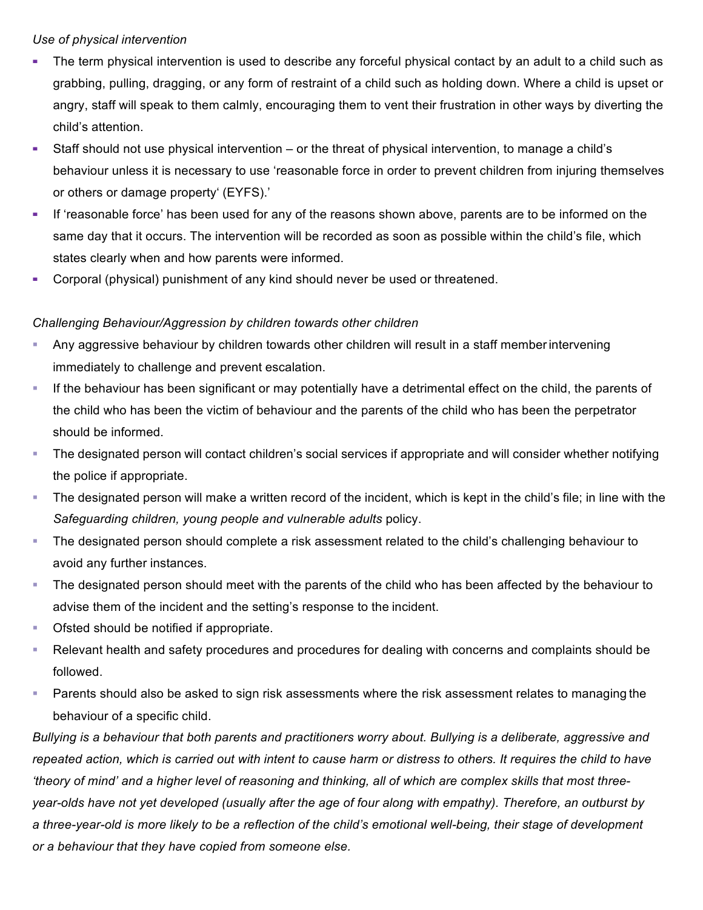*Use of physical intervention*

- The term physical intervention is used to describe any forceful physical contact by an adult to a child such as grabbing, pulling, dragging, or any form of restraint of a child such as holding down. Where a child is upset or angry, staff will speak to them calmly, encouraging them to vent their frustration in other ways by diverting the child's attention.
- Staff should not use physical intervention – or the threat of physical intervention, to manage a child's behaviour unless it is necessary to use 'reasonable force in order to prevent children from injuring themselves or others or damage property' (EYFS).'
- If 'reasonable force' has been used for any of the reasons shown above, parents are to be informed on the same day that it occurs. The intervention will be recorded as soon as possible within the child's file, which states clearly when and how parents were informed.
- Corporal (physical) punishment of any kind should never be used or threatened.

*Challenging Behaviour/Aggression by children towards other children*

- Any aggressive behaviour by children towards other children will result in a staff member intervening immediately to challenge and prevent escalation.
- If the behaviour has been significant or may potentially have a detrimental effect on the child, the parents of the child who has been the victim of behaviour and the parents of the child who has been the perpetrator should be informed.
- The designated person will contact children's social services if appropriate and will consider whether notifying the police if appropriate.
- The designated person will make a written record of the incident, which is kept in the child's file; in line with the *Safeguarding children, young people and vulnerable adults* policy.
- The designated person should complete a risk assessment related to the child's challenging behaviour to avoid any further instances.
- The designated person should meet with the parents of the child who has been affected by the behaviour to advise them of the incident and the setting's response to the incident.
- Ofsted should be notified if appropriate.
- Relevant health and safety procedures and procedures for dealing with concerns and complaints should be followed.
- Parents should also be asked to sign risk assessments where the risk assessment relates to managing the behaviour of a specific child.

*Bullying is a behaviour that both parents and practitioners worry about. Bullying is a deliberate, aggressive and repeated action, which is carried out with intent to cause harm or distress to others. It requires the child to have 'theory of mind' and a higher level of reasoning and thinking, all of which are complex skills that most three-year-olds have not yet developed (usually after the age of four along with empathy). Therefore, an outburst by a three-year-old is more likely to be a reflection of the child's emotional well-being, their stage of development or a behaviour that they have copied from someone else.*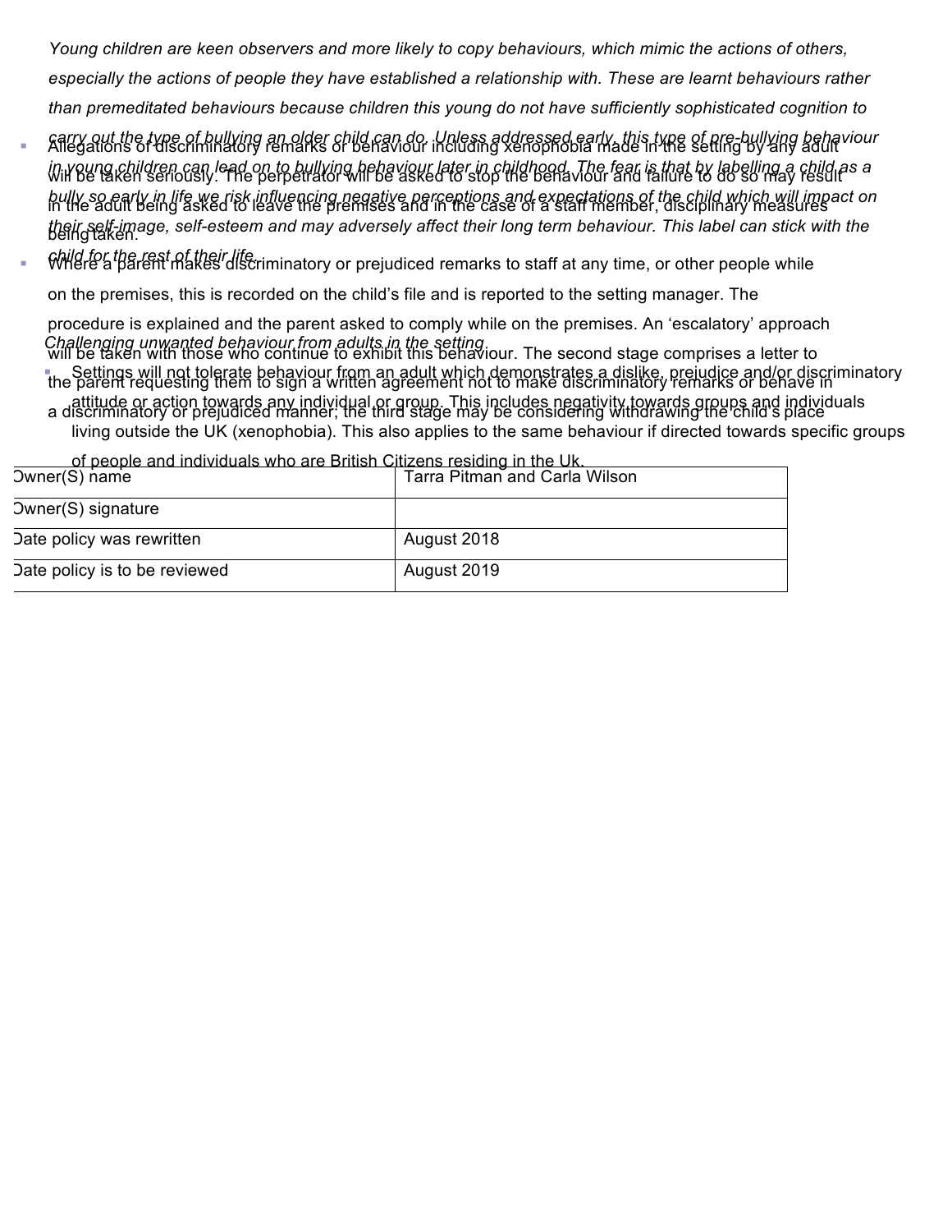*Young children are keen observers and more likely to copy behaviours, which mimic the actions of others, especially the actions of people they have established a relationship with. These are learnt behaviours rather than premeditated behaviours because children this young do not have sufficiently sophisticated cognition to carry out the type of bullying an older child can do. Unless addressed early, this type of pre-bullying behaviour in young children can lead on to bullying behaviour later in childhood. The fear is that by labelling a child as a bully so early in life we risk influencing negative perceptions and expectations of the child which will impact on their self-image, self-esteem and may adversely affect their long term behaviour. This label can stick with the child for the rest of their life.*

*Challenging unwanted behaviour from adults in the setting*

- Settings will not tolerate behaviour from an adult which demonstrates a dislike, prejudice and/or discriminatory attitude or action towards any individual or group. This includes negativity towards groups and individuals living outside the UK (xenophobia). This also applies to the same behaviour if directed towards specific groups of people and individuals who are British Citizens residing in the Uk.
- Allegations of discriminatory remarks or behaviour including xenophobia made in the setting by any adult will be taken seriously. The perpetrator will be asked to stop the behaviour and failure to do so may result in the adult being asked to leave the premises and in the case of a staff member, disciplinary measures being taken.
- Where a parent makes discriminatory or prejudiced remarks to staff at any time, or other people while on the premises, this is recorded on the child's file and is reported to the setting manager. The procedure is explained and the parent asked to comply while on the premises. An 'escalatory' approach will be taken with those who continue to exhibit this behaviour. The second stage comprises a letter to the parent requesting them to sign a written agreement not to make discriminatory remarks or behave in a discriminatory or prejudiced manner; the third stage may be considering withdrawing the child's place

| | |
|---|---|
| Owner(S) name | Tarra Pitman and Carla Wilson |
| Owner(S) signature | |
| Date policy was rewritten | August 2018 |
| Date policy is to be reviewed | August 2019 |